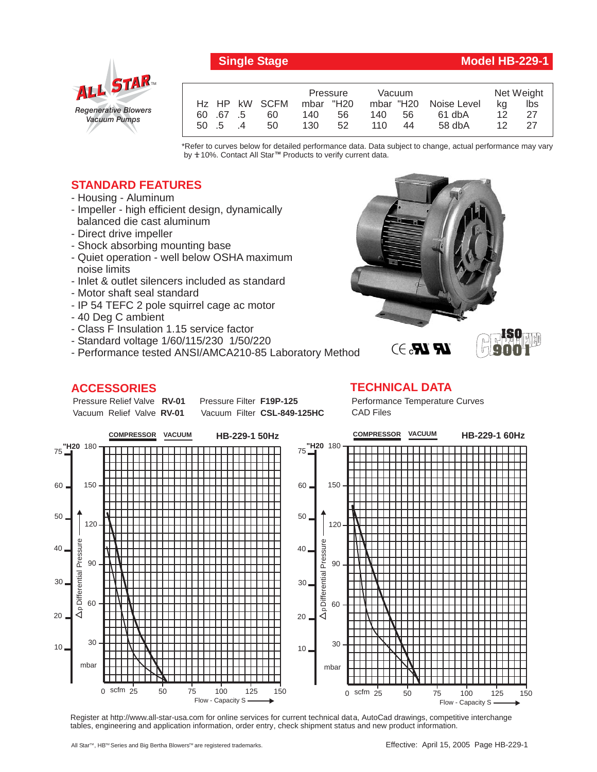# Single Stage — Model HB-229-1

ALL STAR™ Regenerative Blowers Vacuum Pumps

| Hz | HP | kW | SCFM | Pressure mbar | Pressure "H20 | Vacuum mbar | Vacuum "H20 | Noise Level | Net Weight kg | Net Weight lbs |
|---|---|---|---|---|---|---|---|---|---|---|
| 60 | .67 | .5 | 60 | 140 | 56 | 140 | 56 | 61 dbA | 12 | 27 |
| 50 | .5 | .4 | 50 | 130 | 52 | 110 | 44 | 58 dbA | 12 | 27 |

*Refer to curves below for detailed performance data. Data subject to change, actual performance may vary by ±10%. Contact All Star™ Products to verify current data.

## STANDARD FEATURES

- Housing - Aluminum
- Impeller - high efficient design, dynamically balanced die cast aluminum
- Direct drive impeller
- Shock absorbing mounting base
- Quiet operation - well below OSHA maximum noise limits
- Inlet & outlet silencers included as standard
- Motor shaft seal standard
- IP 54 TEFC 2 pole squirrel cage ac motor
- 40 Deg C ambient
- Class F Insulation 1.15 service factor
- Standard voltage 1/60/115/230 1/50/220
- Performance tested ANSI/AMCA210-85 Laboratory Method

## ACCESSORIES

Pressure Relief Valve **RV-01**  Pressure Filter **F19P-125**
Vacuum Relief Valve **RV-01**  Vacuum Filter **CSL-849-125HC**

## TECHNICAL DATA

Performance Temperature Curves
CAD Files

**HB-229-1 50Hz** (COMPRESSOR, VACUUM) — $\Delta$p Differential Pressure ("H20 / mbar) vs. Flow - Capacity S (scfm)

**HB-229-1 60Hz** (COMPRESSOR, VACUUM) — $\Delta$p Differential Pressure ("H20 / mbar) vs. Flow - Capacity S (scfm)

Register at http://www.all-star-usa.com for online services for current technical data, AutoCad drawings, competitive interchange tables, engineering and application information, order entry, check shipment status and new product information.

All Star™, HB™ Series and Big Bertha Blowers™ are registered trademarks.

Effective: April 15, 2005 Page HB-229-1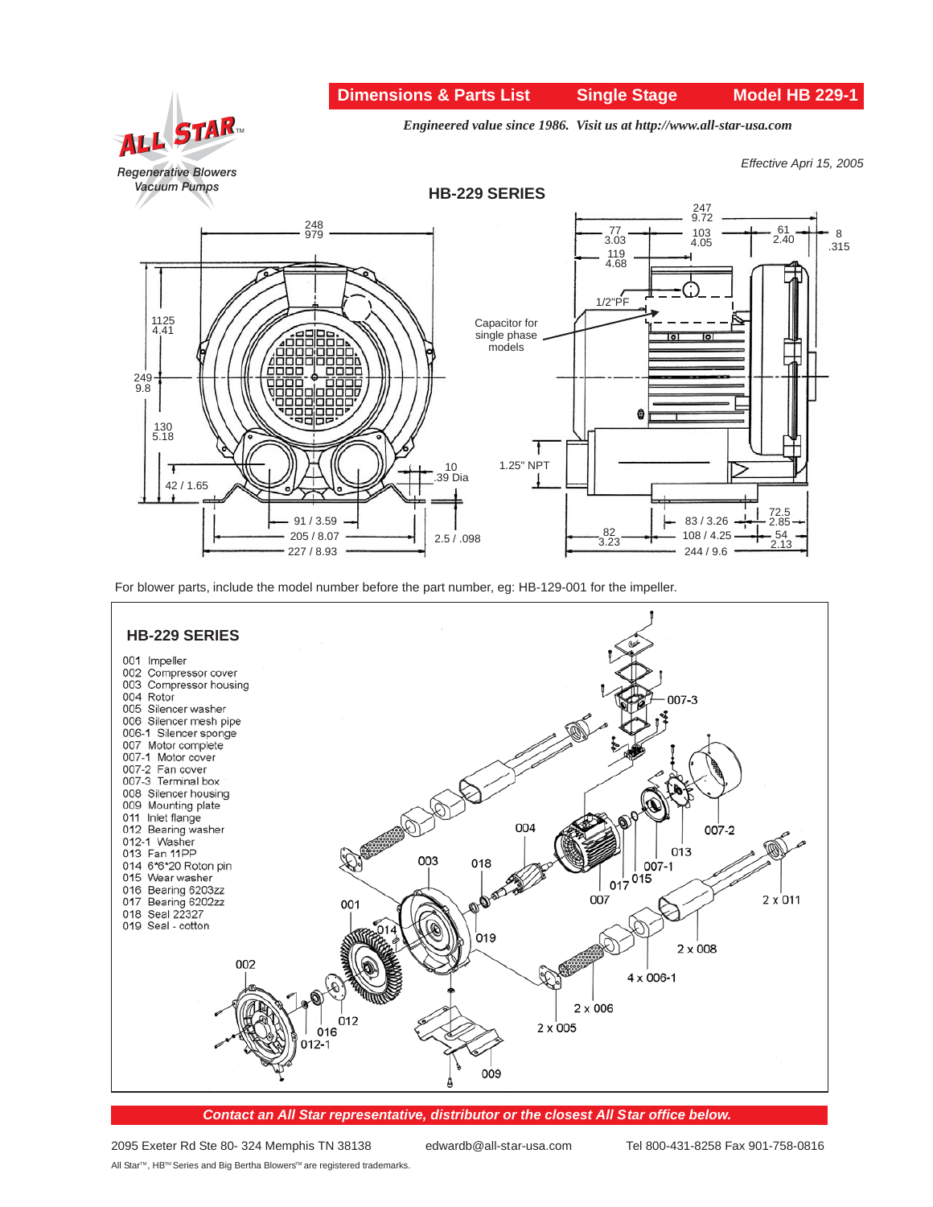**Dimensions & Parts List** **Single Stage** **Model HB 229-1**

***Engineered value since 1986. Visit us at http://www.all-star-usa.com***

ALL STAR™
*Regenerative Blowers*
*Vacuum Pumps*

*Effective Apri 15, 2005*

## HB-229 SERIES

248
979

1125
4.41

249
9.8

130
5.18

42 / 1.65

91 / 3.59

205 / 8.07

227 / 8.93

10
.39 Dia

2.5 / .098

247
9.72

77
3.03

103
4.05

119
4.68

61
2.40

8
.315

1/2"PF

Capacitor for single phase models

1.25" NPT

82
3.23

83 / 3.26

108 / 4.25

244 / 9.6

72.5
2.85

54
2.13

For blower parts, include the model number before the part number, eg: HB-129-001 for the impeller.

## HB-229 SERIES

- 001 Impeller
- 002 Compressor cover
- 003 Compressor housing
- 004 Rotor
- 005 Silencer washer
- 006 Silencer mesh pipe
- 006-1 Silencer sponge
- 007 Motor complete
- 007-1 Motor cover
- 007-2 Fan cover
- 007-3 Terminal box
- 008 Silencer housing
- 009 Mounting plate
- 011 Inlet flange
- 012 Bearing washer
- 012-1 Washer
- 013 Fan 11PP
- 014 6*6*20 Roton pin
- 015 Wear washer
- 016 Bearing 6203zz
- 017 Bearing 6202zz
- 018 Seal 22327
- 019 Seal - cotton

007-3, 004, 007-2, 003, 018, 013, 007-1, 017, 015, 007, 2 x 011, 001, 014, 019, 2 x 008, 002, 4 x 006-1, 2 x 006, 012, 2 x 005, 016, 012-1, 009

***Contact an All Star representative, distributor or the closest All Star office below.***

2095 Exeter Rd Ste 80- 324 Memphis TN 38138 edwardb@all-star-usa.com Tel 800-431-8258 Fax 901-758-0816

All Star™, HB™ Series and Big Bertha Blowers™ are registered trademarks.